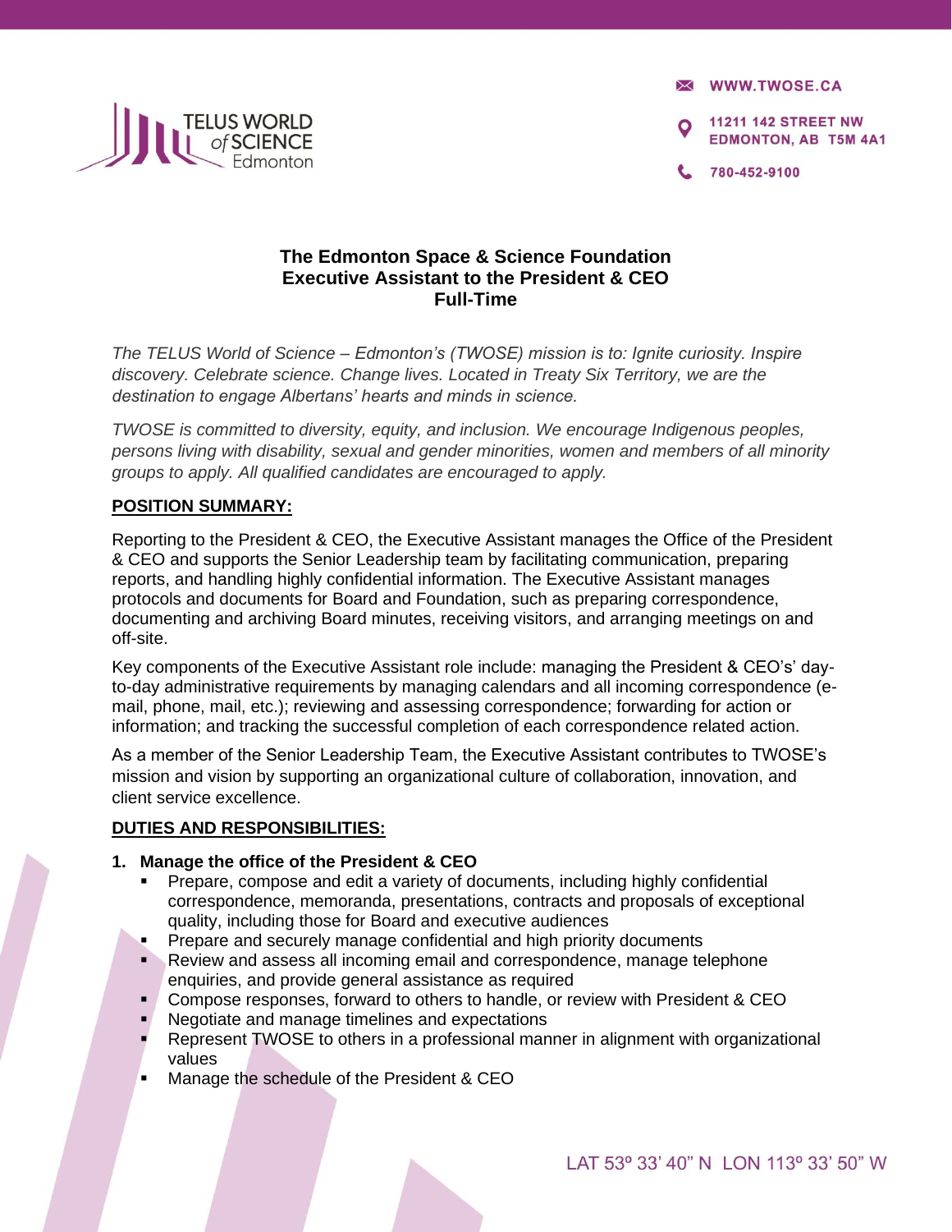TELUS WORLD of SCIENCE Edmonton

WWW.TWOSE.CA

11211 142 STREET NW
EDMONTON, AB T5M 4A1

780-452-9100

# The Edmonton Space & Science Foundation
# Executive Assistant to the President & CEO
# Full-Time

*The TELUS World of Science – Edmonton's (TWOSE) mission is to: Ignite curiosity. Inspire discovery. Celebrate science. Change lives. Located in Treaty Six Territory, we are the destination to engage Albertans' hearts and minds in science.*

*TWOSE is committed to diversity, equity, and inclusion. We encourage Indigenous peoples, persons living with disability, sexual and gender minorities, women and members of all minority groups to apply. All qualified candidates are encouraged to apply.*

## POSITION SUMMARY:

Reporting to the President & CEO, the Executive Assistant manages the Office of the President & CEO and supports the Senior Leadership team by facilitating communication, preparing reports, and handling highly confidential information. The Executive Assistant manages protocols and documents for Board and Foundation, such as preparing correspondence, documenting and archiving Board minutes, receiving visitors, and arranging meetings on and off-site.

Key components of the Executive Assistant role include: managing the President & CEO's' day-to-day administrative requirements by managing calendars and all incoming correspondence (e-mail, phone, mail, etc.); reviewing and assessing correspondence; forwarding for action or information; and tracking the successful completion of each correspondence related action.

As a member of the Senior Leadership Team, the Executive Assistant contributes to TWOSE's mission and vision by supporting an organizational culture of collaboration, innovation, and client service excellence.

## DUTIES AND RESPONSIBILITIES:

**1. Manage the office of the President & CEO**

- Prepare, compose and edit a variety of documents, including highly confidential correspondence, memoranda, presentations, contracts and proposals of exceptional quality, including those for Board and executive audiences
- Prepare and securely manage confidential and high priority documents
- Review and assess all incoming email and correspondence, manage telephone enquiries, and provide general assistance as required
- Compose responses, forward to others to handle, or review with President & CEO
- Negotiate and manage timelines and expectations
- Represent TWOSE to others in a professional manner in alignment with organizational values
- Manage the schedule of the President & CEO

LAT 53º 33' 40" N LON 113º 33' 50" W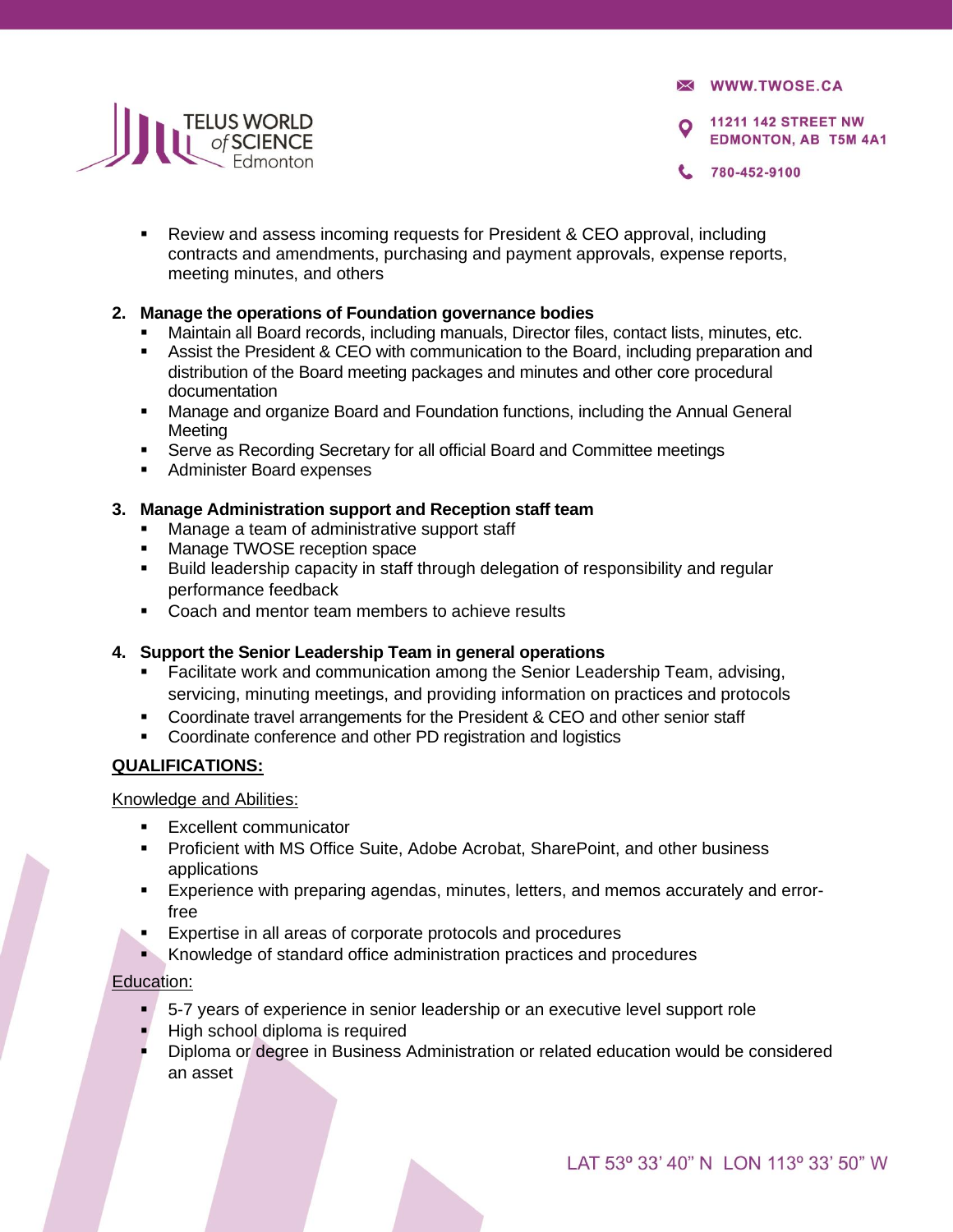- Review and assess incoming requests for President & CEO approval, including contracts and amendments, purchasing and payment approvals, expense reports, meeting minutes, and others

**2. Manage the operations of Foundation governance bodies**

- Maintain all Board records, including manuals, Director files, contact lists, minutes, etc.
- Assist the President & CEO with communication to the Board, including preparation and distribution of the Board meeting packages and minutes and other core procedural documentation
- Manage and organize Board and Foundation functions, including the Annual General Meeting
- Serve as Recording Secretary for all official Board and Committee meetings
- Administer Board expenses

**3. Manage Administration support and Reception staff team**

- Manage a team of administrative support staff
- Manage TWOSE reception space
- Build leadership capacity in staff through delegation of responsibility and regular performance feedback
- Coach and mentor team members to achieve results

**4. Support the Senior Leadership Team in general operations**

- Facilitate work and communication among the Senior Leadership Team, advising, servicing, minuting meetings, and providing information on practices and protocols
- Coordinate travel arrangements for the President & CEO and other senior staff
- Coordinate conference and other PD registration and logistics

## QUALIFICATIONS:

Knowledge and Abilities:

- Excellent communicator
- Proficient with MS Office Suite, Adobe Acrobat, SharePoint, and other business applications
- Experience with preparing agendas, minutes, letters, and memos accurately and error-free
- Expertise in all areas of corporate protocols and procedures
- Knowledge of standard office administration practices and procedures

Education:

- 5-7 years of experience in senior leadership or an executive level support role
- High school diploma is required
- Diploma or degree in Business Administration or related education would be considered an asset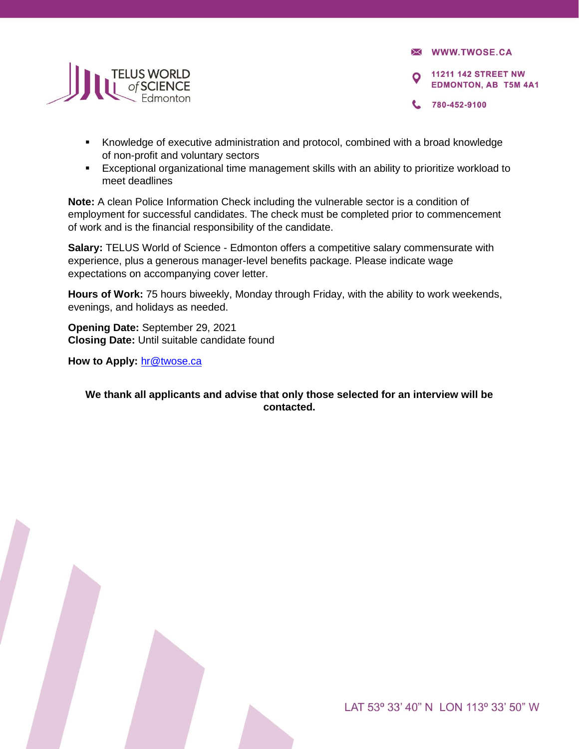- Knowledge of executive administration and protocol, combined with a broad knowledge of non-profit and voluntary sectors
- Exceptional organizational time management skills with an ability to prioritize workload to meet deadlines

**Note:** A clean Police Information Check including the vulnerable sector is a condition of employment for successful candidates. The check must be completed prior to commencement of work and is the financial responsibility of the candidate.

**Salary:** TELUS World of Science - Edmonton offers a competitive salary commensurate with experience, plus a generous manager-level benefits package. Please indicate wage expectations on accompanying cover letter.

**Hours of Work:** 75 hours biweekly, Monday through Friday, with the ability to work weekends, evenings, and holidays as needed.

**Opening Date:** September 29, 2021
**Closing Date:** Until suitable candidate found

**How to Apply:** hr@twose.ca

**We thank all applicants and advise that only those selected for an interview will be contacted.**